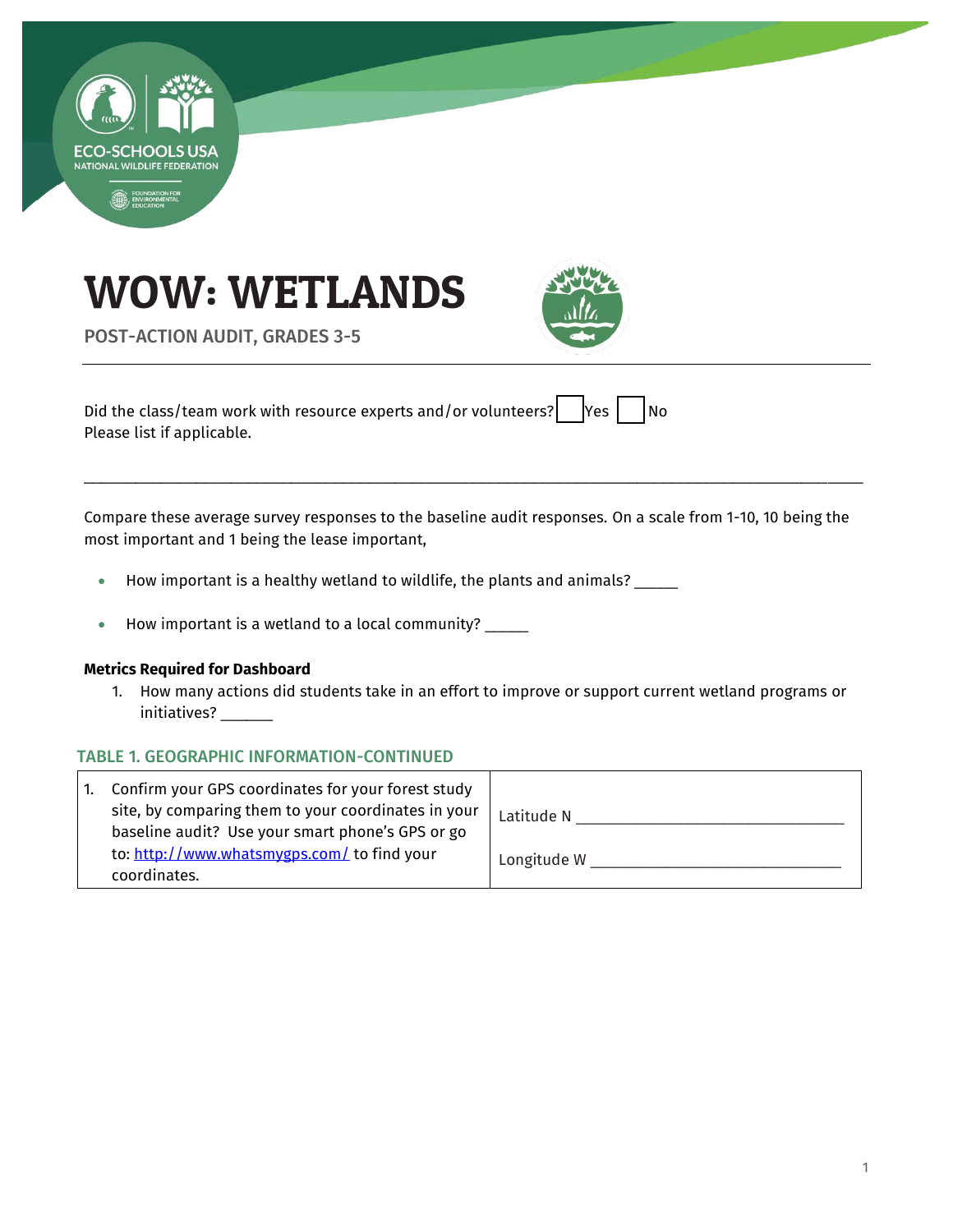# WOW: WETLANDS

POST-ACTION AUDIT, GRADES 3-5

Did the class/team work with resource experts and/or volunteers? ☐ Yes ☐ No
Please list if applicable.

___________________________________________________________________________________________

Compare these average survey responses to the baseline audit responses. On a scale from 1-10, 10 being the most important and 1 being the lease important,

- How important is a healthy wetland to wildlife, the plants and animals? _____
- How important is a wetland to a local community? _____

**Metrics Required for Dashboard**

1. How many actions did students take in an effort to improve or support current wetland programs or initiatives? ______

### TABLE 1. GEOGRAPHIC INFORMATION-CONTINUED

| | |
|---|---|
| 1. Confirm your GPS coordinates for your forest study site, by comparing them to your coordinates in your baseline audit? Use your smart phone's GPS or go to: http://www.whatsmygps.com/ to find your coordinates. | Latitude N ______________________________ <br><br> Longitude W ____________________________ |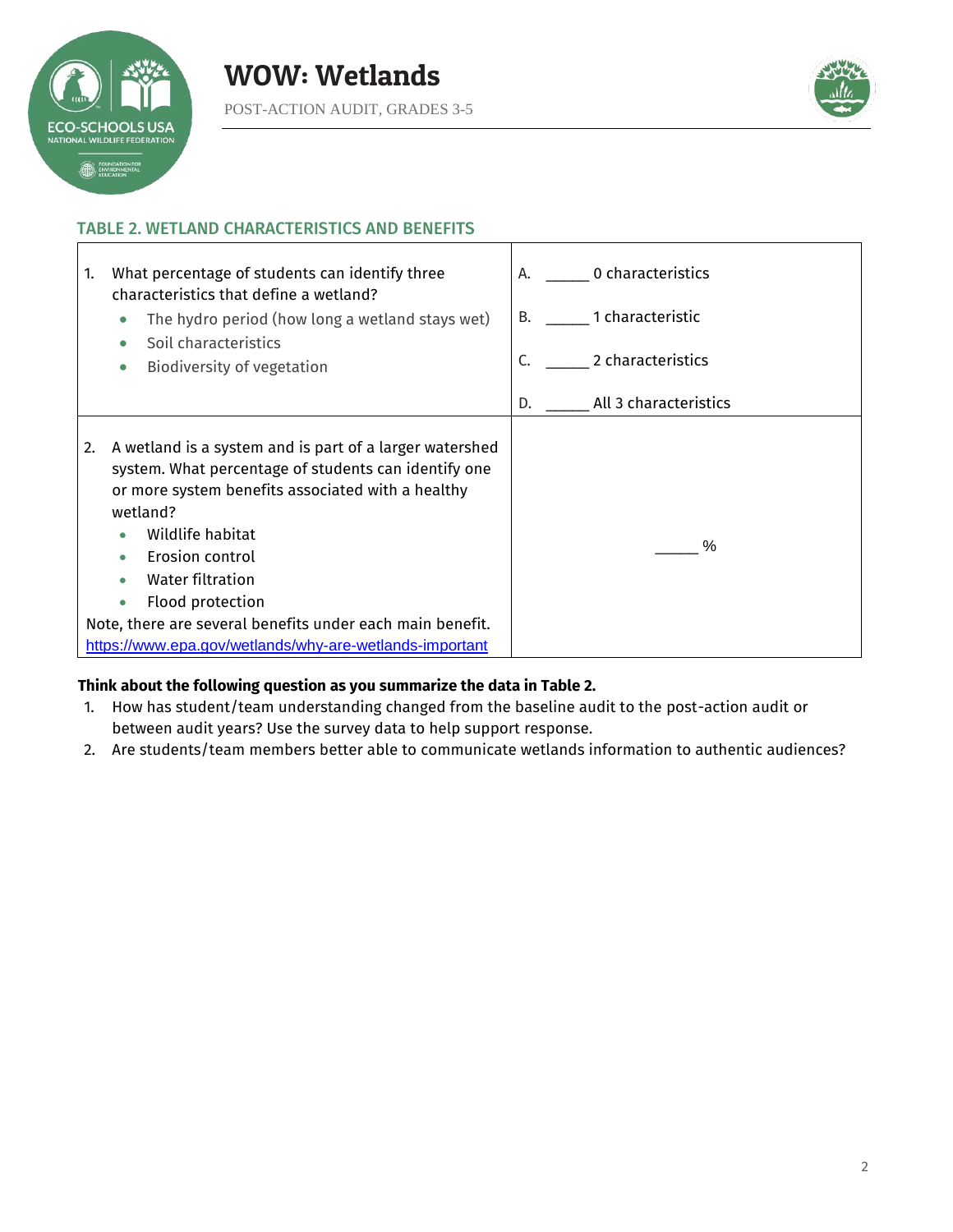### TABLE 2. WETLAND CHARACTERISTICS AND BENEFITS

| | |
|---|---|
| 1. What percentage of students can identify three characteristics that define a wetland?<br>• The hydro period (how long a wetland stays wet)<br>• Soil characteristics<br>• Biodiversity of vegetation | A. _____ 0 characteristics<br>B. _____ 1 characteristic<br>C. _____ 2 characteristics<br>D. _____ All 3 characteristics |
| 2. A wetland is a system and is part of a larger watershed system. What percentage of students can identify one or more system benefits associated with a healthy wetland?<br>• Wildlife habitat<br>• Erosion control<br>• Water filtration<br>• Flood protection<br>Note, there are several benefits under each main benefit.<br>https://www.epa.gov/wetlands/why-are-wetlands-important | _____ % |

**Think about the following question as you summarize the data in Table 2.**

1. How has student/team understanding changed from the baseline audit to the post-action audit or between audit years? Use the survey data to help support response.
2. Are students/team members better able to communicate wetlands information to authentic audiences?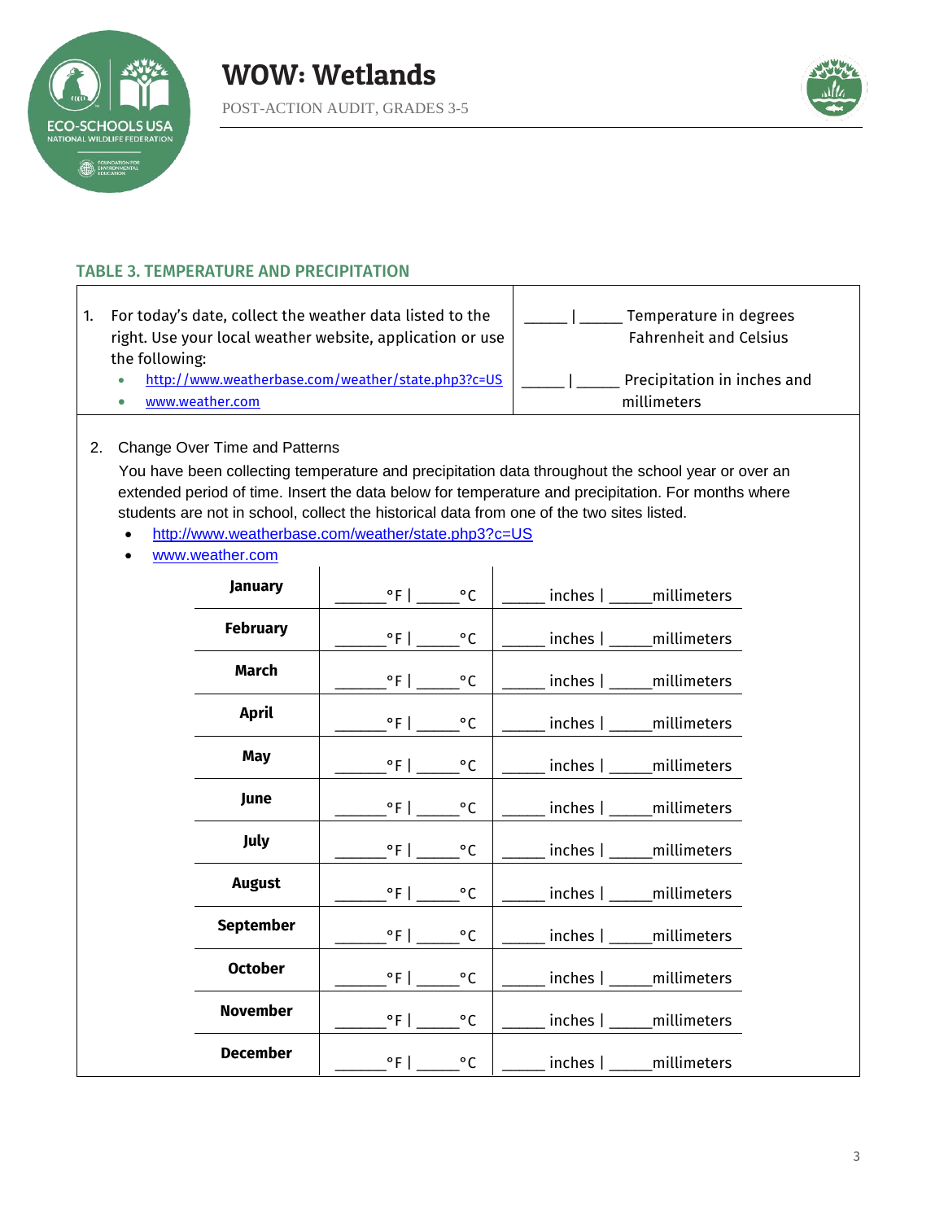## TABLE 3. TEMPERATURE AND PRECIPITATION

| | |
|---|---|
| 1. For today's date, collect the weather data listed to the right. Use your local weather website, application or use the following:<br>• http://www.weatherbase.com/weather/state.php3?c=US<br>• www.weather.com | _____ \| _____ Temperature in degrees Fahrenheit and Celsius<br><br>_____ \| _____ Precipitation in inches and millimeters |

2. Change Over Time and Patterns

You have been collecting temperature and precipitation data throughout the school year or over an extended period of time. Insert the data below for temperature and precipitation. For months where students are not in school, collect the historical data from one of the two sites listed.

- http://www.weatherbase.com/weather/state.php3?c=US
- www.weather.com

| Month | Temperature | Precipitation |
|---|---|---|
| **January** | ______°F \| _____°C | _____ inches \| _____millimeters |
| **February** | ______°F \| _____°C | _____ inches \| _____millimeters |
| **March** | ______°F \| _____°C | _____ inches \| _____millimeters |
| **April** | ______°F \| _____°C | _____ inches \| _____millimeters |
| **May** | ______°F \| _____°C | _____ inches \| _____millimeters |
| **June** | ______°F \| _____°C | _____ inches \| _____millimeters |
| **July** | ______°F \| _____°C | _____ inches \| _____millimeters |
| **August** | ______°F \| _____°C | _____ inches \| _____millimeters |
| **September** | ______°F \| _____°C | _____ inches \| _____millimeters |
| **October** | ______°F \| _____°C | _____ inches \| _____millimeters |
| **November** | ______°F \| _____°C | _____ inches \| _____millimeters |
| **December** | ______°F \| _____°C | _____ inches \| _____millimeters |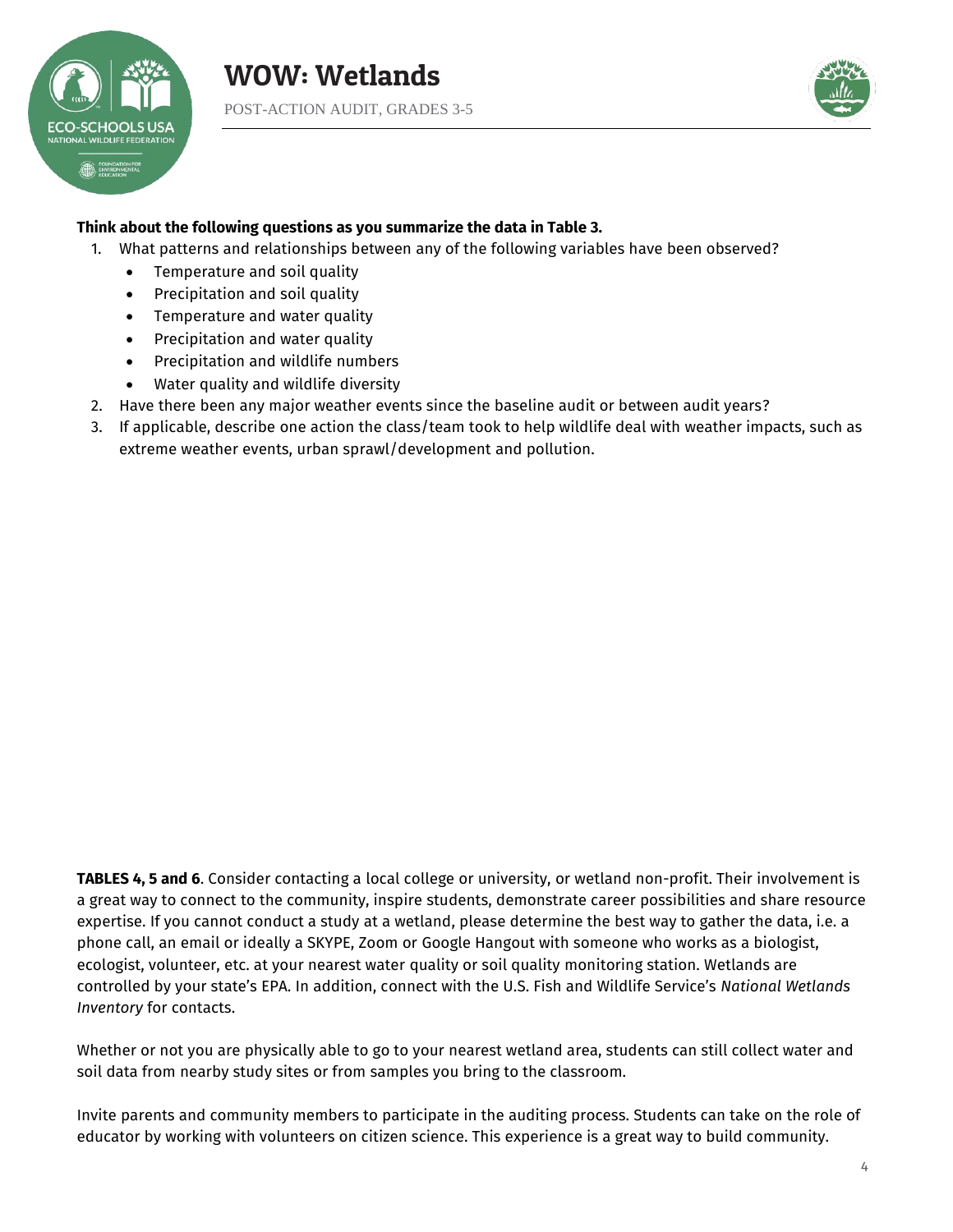**Think about the following questions as you summarize the data in Table 3.**

1. What patterns and relationships between any of the following variables have been observed?
   - Temperature and soil quality
   - Precipitation and soil quality
   - Temperature and water quality
   - Precipitation and water quality
   - Precipitation and wildlife numbers
   - Water quality and wildlife diversity
2. Have there been any major weather events since the baseline audit or between audit years?
3. If applicable, describe one action the class/team took to help wildlife deal with weather impacts, such as extreme weather events, urban sprawl/development and pollution.

**TABLES 4, 5 and 6**. Consider contacting a local college or university, or wetland non-profit. Their involvement is a great way to connect to the community, inspire students, demonstrate career possibilities and share resource expertise. If you cannot conduct a study at a wetland, please determine the best way to gather the data, i.e. a phone call, an email or ideally a SKYPE, Zoom or Google Hangout with someone who works as a biologist, ecologist, volunteer, etc. at your nearest water quality or soil quality monitoring station. Wetlands are controlled by your state's EPA. In addition, connect with the U.S. Fish and Wildlife Service's *National Wetlands Inventory* for contacts.

Whether or not you are physically able to go to your nearest wetland area, students can still collect water and soil data from nearby study sites or from samples you bring to the classroom.

Invite parents and community members to participate in the auditing process. Students can take on the role of educator by working with volunteers on citizen science. This experience is a great way to build community.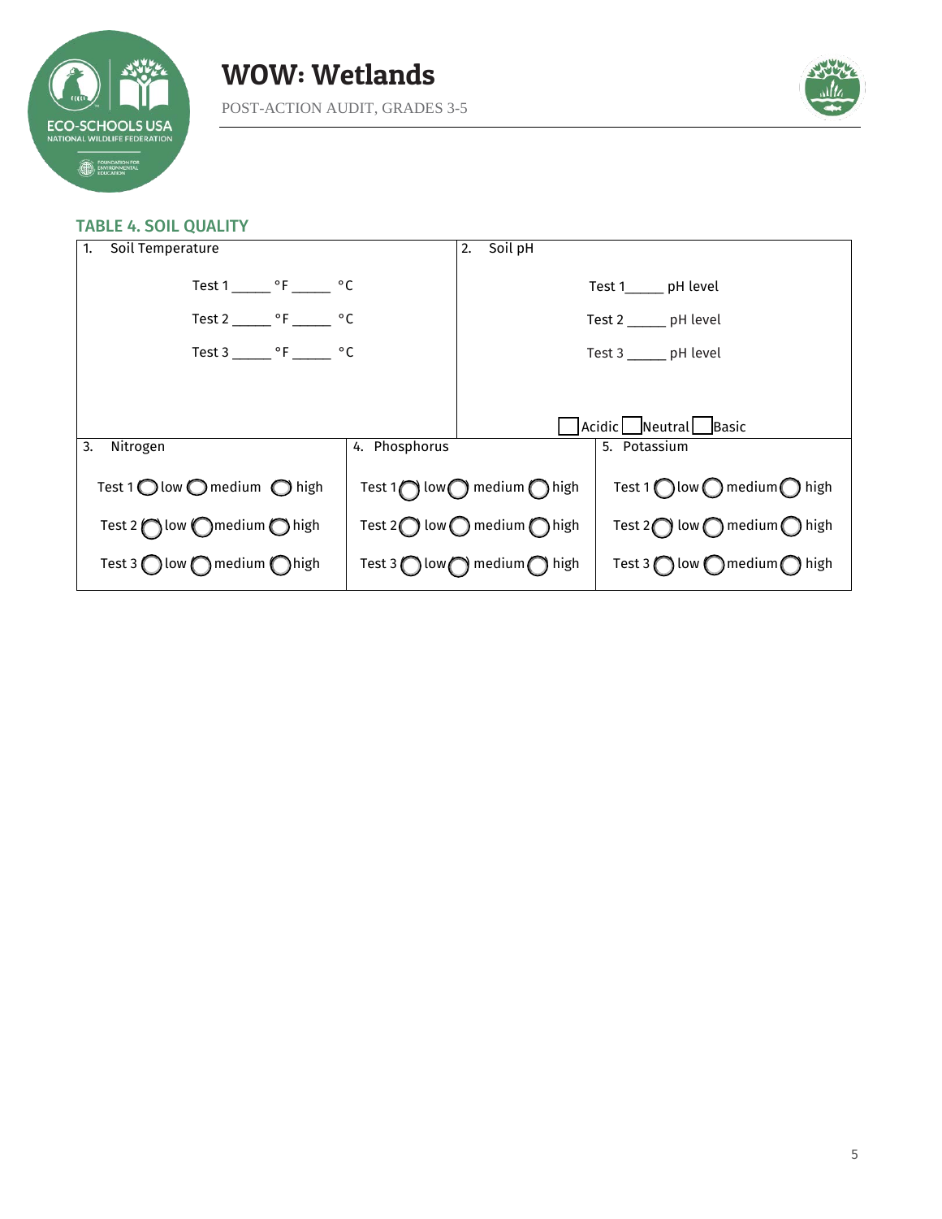# WOW: Wetlands

POST-ACTION AUDIT, GRADES 3-5

## TABLE 4. SOIL QUALITY

| 1. Soil Temperature | 2. Soil pH |
|---|---|
| Test 1 _____ °F _____ °C | Test 1_____ pH level |
| Test 2 _____ °F _____ °C | Test 2 _____ pH level |
| Test 3 _____ °F _____ °C | Test 3 _____ pH level |
| | ☐ Acidic ☐ Neutral ☐ Basic |

| 3. Nitrogen | 4. Phosphorus | 5. Potassium |
|---|---|---|
| Test 1 ◯ low ◯ medium ◯ high | Test 1 ◯ low ◯ medium ◯ high | Test 1 ◯ low ◯ medium ◯ high |
| Test 2 ◯ low ◯ medium ◯ high | Test 2 ◯ low ◯ medium ◯ high | Test 2 ◯ low ◯ medium ◯ high |
| Test 3 ◯ low ◯ medium ◯ high | Test 3 ◯ low ◯ medium ◯ high | Test 3 ◯ low ◯ medium ◯ high |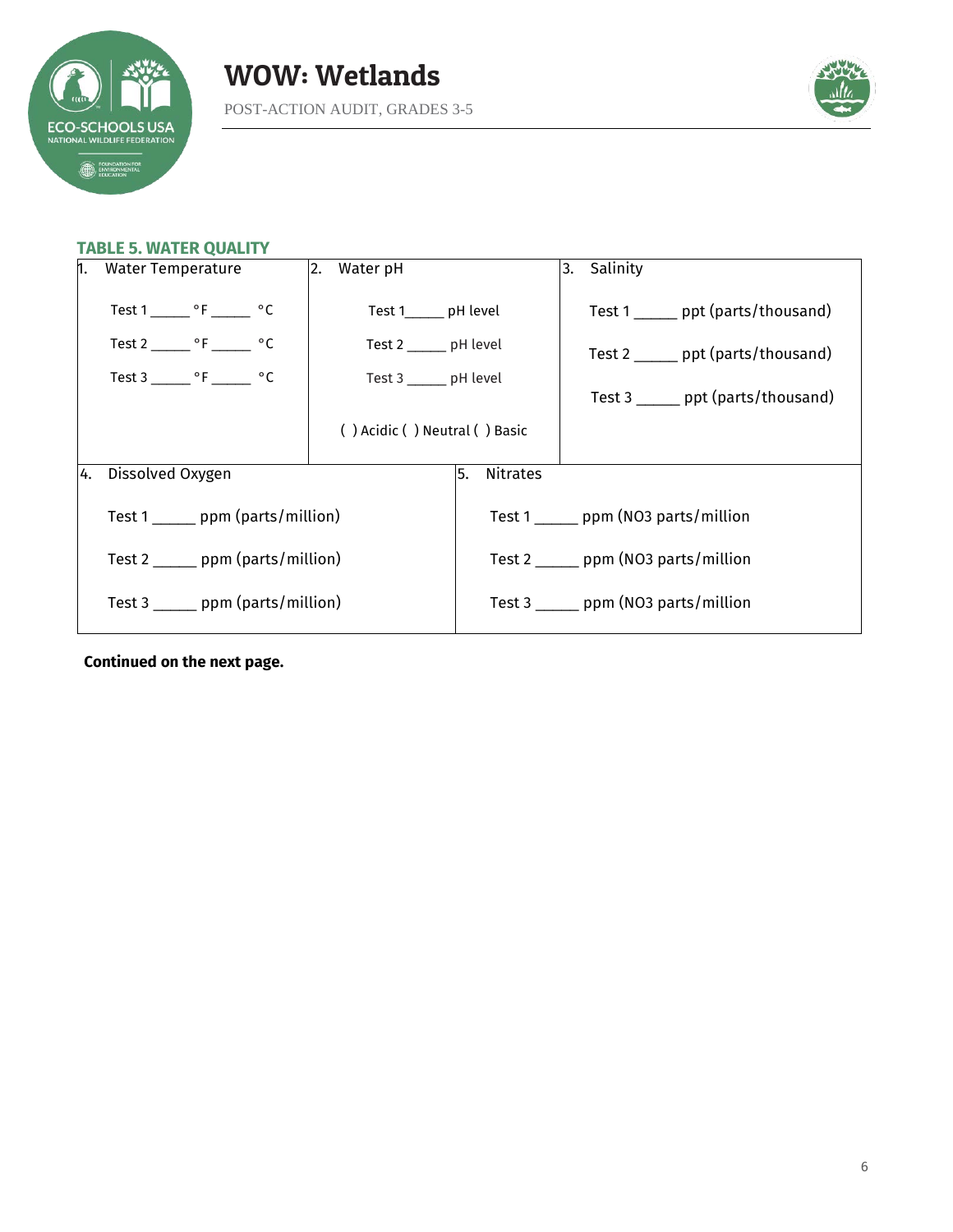### TABLE 5. WATER QUALITY

| 1. Water Temperature | 2. Water pH | 3. Salinity |
|---|---|---|
| Test 1 _____ °F _____ °C<br>Test 2 _____ °F _____ °C<br>Test 3 _____ °F _____ °C | Test 1_____ pH level<br>Test 2 _____ pH level<br>Test 3 _____ pH level<br>( ) Acidic ( ) Neutral ( ) Basic | Test 1 _____ ppt (parts/thousand)<br>Test 2 _____ ppt (parts/thousand)<br>Test 3 _____ ppt (parts/thousand) |

| 4. Dissolved Oxygen | 5. Nitrates |
|---|---|
| Test 1 _____ ppm (parts/million)<br>Test 2 _____ ppm (parts/million)<br>Test 3 _____ ppm (parts/million) | Test 1 _____ ppm (NO3 parts/million<br>Test 2 _____ ppm (NO3 parts/million<br>Test 3 _____ ppm (NO3 parts/million |

**Continued on the next page.**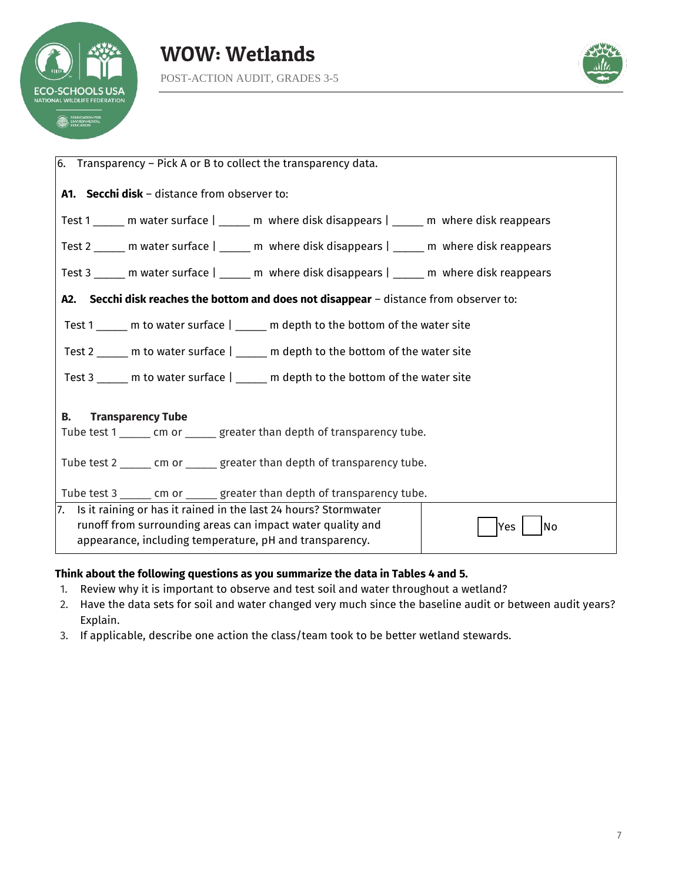| 6. Transparency – Pick A or B to collect the transparency data. | |
|---|---|
| **A1. Secchi disk** – distance from observer to:<br><br>Test 1 _____ m water surface \| _____ m where disk disappears \| _____ m where disk reappears<br><br>Test 2 _____ m water surface \| _____ m where disk disappears \| _____ m where disk reappears<br><br>Test 3 _____ m water surface \| _____ m where disk disappears \| _____ m where disk reappears<br><br>**A2. Secchi disk reaches the bottom and does not disappear** – distance from observer to:<br><br>Test 1 _____ m to water surface \| _____ m depth to the bottom of the water site<br><br>Test 2 _____ m to water surface \| _____ m depth to the bottom of the water site<br><br>Test 3 _____ m to water surface \| _____ m depth to the bottom of the water site<br><br>**B. Transparency Tube**<br>Tube test 1 _____ cm or _____ greater than depth of transparency tube.<br><br>Tube test 2 _____ cm or _____ greater than depth of transparency tube.<br><br>Tube test 3 _____ cm or _____ greater than depth of transparency tube. | |
| 7. Is it raining or has it rained in the last 24 hours? Stormwater runoff from surrounding areas can impact water quality and appearance, including temperature, pH and transparency. | ☐ Yes ☐ No |

**Think about the following questions as you summarize the data in Tables 4 and 5.**

1. Review why it is important to observe and test soil and water throughout a wetland?
2. Have the data sets for soil and water changed very much since the baseline audit or between audit years? Explain.
3. If applicable, describe one action the class/team took to be better wetland stewards.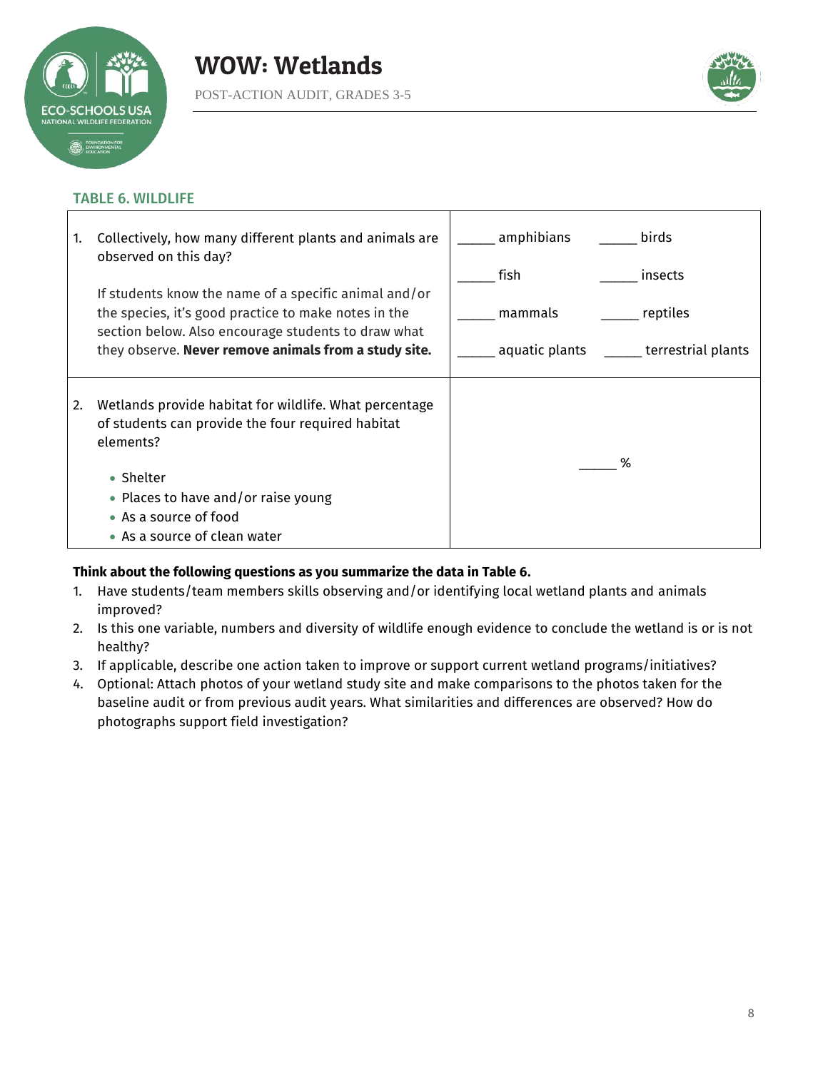# WOW: Wetlands

POST-ACTION AUDIT, GRADES 3-5

### TABLE 6. WILDLIFE

| | |
|---|---|
| 1. Collectively, how many different plants and animals are observed on this day?<br><br>If students know the name of a specific animal and/or the species, it's good practice to make notes in the section below. Also encourage students to draw what they observe. **Never remove animals from a study site.** | _____ amphibians _____ birds<br>_____ fish _____ insects<br>_____ mammals _____ reptiles<br>_____ aquatic plants _____ terrestrial plants |
| 2. Wetlands provide habitat for wildlife. What percentage of students can provide the four required habitat elements?<br>• Shelter<br>• Places to have and/or raise young<br>• As a source of food<br>• As a source of clean water | _____ % |

**Think about the following questions as you summarize the data in Table 6.**

1. Have students/team members skills observing and/or identifying local wetland plants and animals improved?
2. Is this one variable, numbers and diversity of wildlife enough evidence to conclude the wetland is or is not healthy?
3. If applicable, describe one action taken to improve or support current wetland programs/initiatives?
4. Optional: Attach photos of your wetland study site and make comparisons to the photos taken for the baseline audit or from previous audit years. What similarities and differences are observed? How do photographs support field investigation?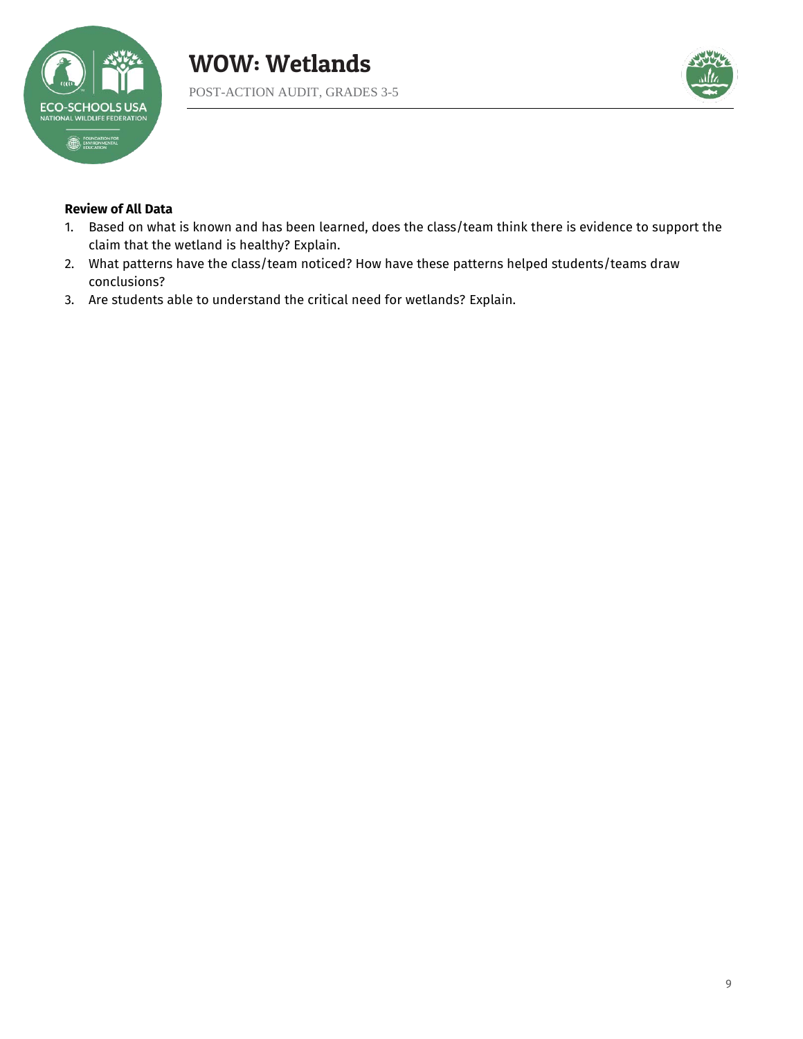**Review of All Data**

1. Based on what is known and has been learned, does the class/team think there is evidence to support the claim that the wetland is healthy? Explain.
2. What patterns have the class/team noticed? How have these patterns helped students/teams draw conclusions?
3. Are students able to understand the critical need for wetlands? Explain.